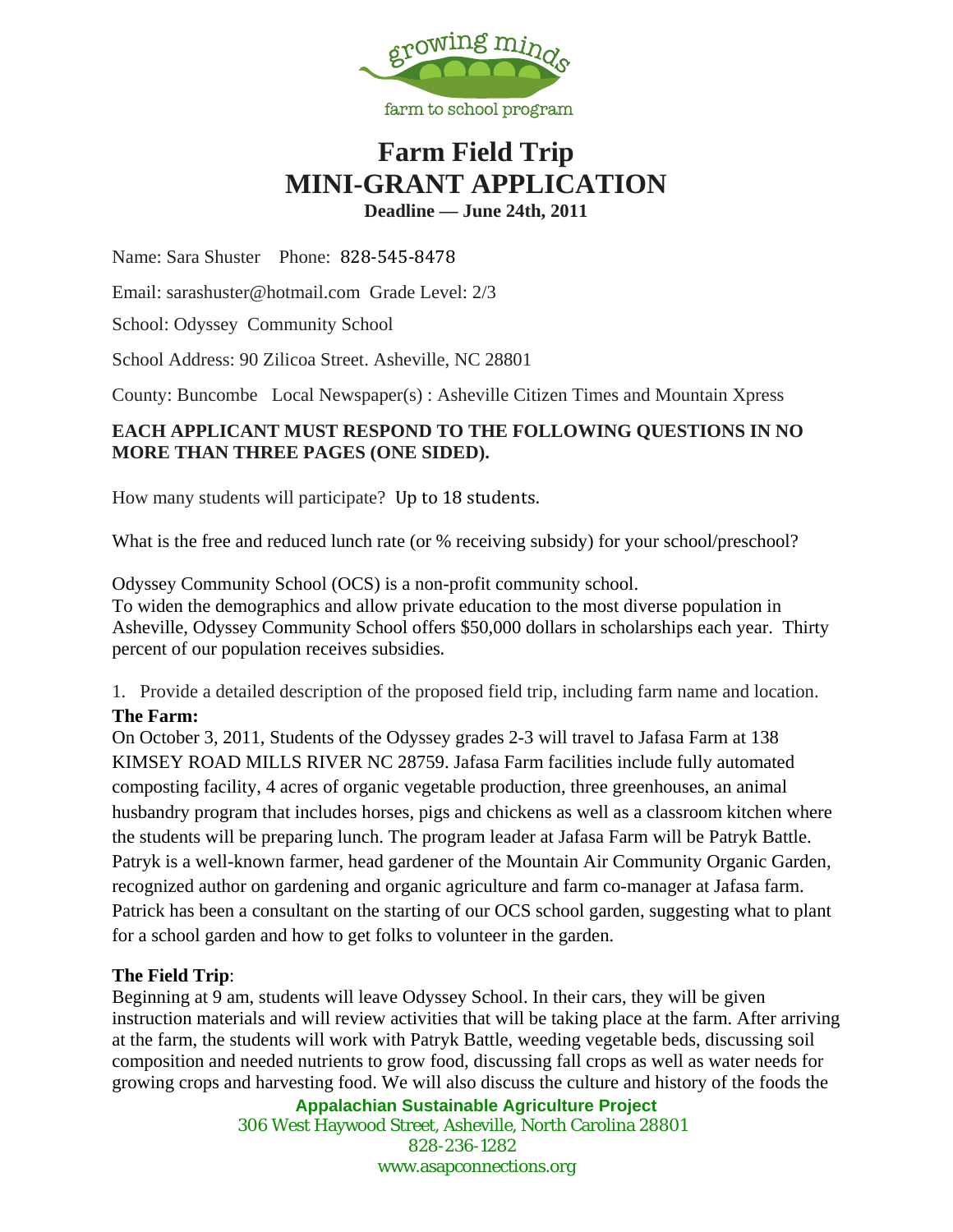growing minds

farm to school program

# Farm Field Trip
# MINI-GRANT APPLICATION

**Deadline — June 24th, 2011**

Name: Sara Shuster Phone: 828-545-8478

Email: sarashuster@hotmail.com Grade Level: 2/3

School: Odyssey Community School

School Address: 90 Zilicoa Street. Asheville, NC 28801

County: Buncombe Local Newspaper(s) : Asheville Citizen Times and Mountain Xpress

**EACH APPLICANT MUST RESPOND TO THE FOLLOWING QUESTIONS IN NO MORE THAN THREE PAGES (ONE SIDED).**

How many students will participate? Up to 18 students.

What is the free and reduced lunch rate (or % receiving subsidy) for your school/preschool?

Odyssey Community School (OCS) is a non-profit community school.
To widen the demographics and allow private education to the most diverse population in Asheville, Odyssey Community School offers $50,000 dollars in scholarships each year. Thirty percent of our population receives subsidies.

1. Provide a detailed description of the proposed field trip, including farm name and location.

**The Farm:**
On October 3, 2011, Students of the Odyssey grades 2-3 will travel to Jafasa Farm at 138 KIMSEY ROAD MILLS RIVER NC 28759. Jafasa Farm facilities include fully automated composting facility, 4 acres of organic vegetable production, three greenhouses, an animal husbandry program that includes horses, pigs and chickens as well as a classroom kitchen where the students will be preparing lunch. The program leader at Jafasa Farm will be Patryk Battle. Patryk is a well-known farmer, head gardener of the Mountain Air Community Organic Garden, recognized author on gardening and organic agriculture and farm co-manager at Jafasa farm. Patrick has been a consultant on the starting of our OCS school garden, suggesting what to plant for a school garden and how to get folks to volunteer in the garden.

**The Field Trip**:
Beginning at 9 am, students will leave Odyssey School. In their cars, they will be given instruction materials and will review activities that will be taking place at the farm. After arriving at the farm, the students will work with Patryk Battle, weeding vegetable beds, discussing soil composition and needed nutrients to grow food, discussing fall crops as well as water needs for growing crops and harvesting food. We will also discuss the culture and history of the foods the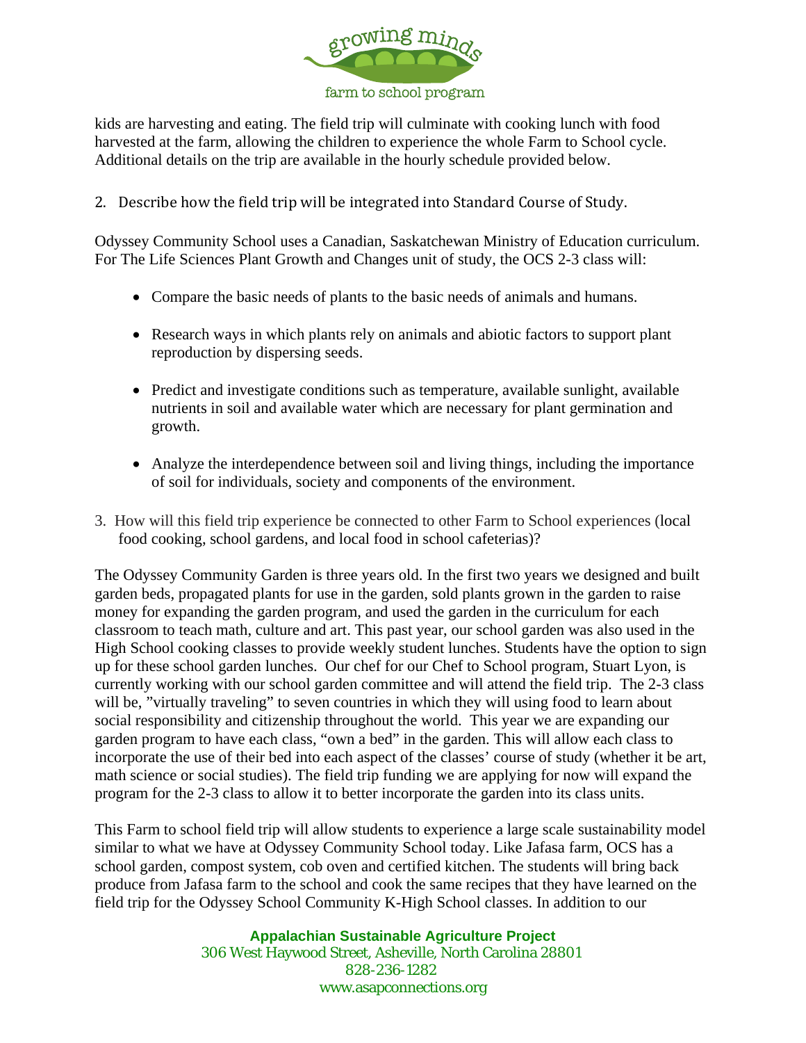kids are harvesting and eating. The field trip will culminate with cooking lunch with food harvested at the farm, allowing the children to experience the whole Farm to School cycle. Additional details on the trip are available in the hourly schedule provided below.

2. Describe how the field trip will be integrated into Standard Course of Study.

Odyssey Community School uses a Canadian, Saskatchewan Ministry of Education curriculum. For The Life Sciences Plant Growth and Changes unit of study, the OCS 2-3 class will:

- Compare the basic needs of plants to the basic needs of animals and humans.
- Research ways in which plants rely on animals and abiotic factors to support plant reproduction by dispersing seeds.
- Predict and investigate conditions such as temperature, available sunlight, available nutrients in soil and available water which are necessary for plant germination and growth.
- Analyze the interdependence between soil and living things, including the importance of soil for individuals, society and components of the environment.

3. How will this field trip experience be connected to other Farm to School experiences (local food cooking, school gardens, and local food in school cafeterias)?

The Odyssey Community Garden is three years old. In the first two years we designed and built garden beds, propagated plants for use in the garden, sold plants grown in the garden to raise money for expanding the garden program, and used the garden in the curriculum for each classroom to teach math, culture and art. This past year, our school garden was also used in the High School cooking classes to provide weekly student lunches. Students have the option to sign up for these school garden lunches. Our chef for our Chef to School program, Stuart Lyon, is currently working with our school garden committee and will attend the field trip. The 2-3 class will be, "virtually traveling" to seven countries in which they will using food to learn about social responsibility and citizenship throughout the world. This year we are expanding our garden program to have each class, "own a bed" in the garden. This will allow each class to incorporate the use of their bed into each aspect of the classes' course of study (whether it be art, math science or social studies). The field trip funding we are applying for now will expand the program for the 2-3 class to allow it to better incorporate the garden into its class units.

This Farm to school field trip will allow students to experience a large scale sustainability model similar to what we have at Odyssey Community School today. Like Jafasa farm, OCS has a school garden, compost system, cob oven and certified kitchen. The students will bring back produce from Jafasa farm to the school and cook the same recipes that they have learned on the field trip for the Odyssey School Community K-High School classes. In addition to our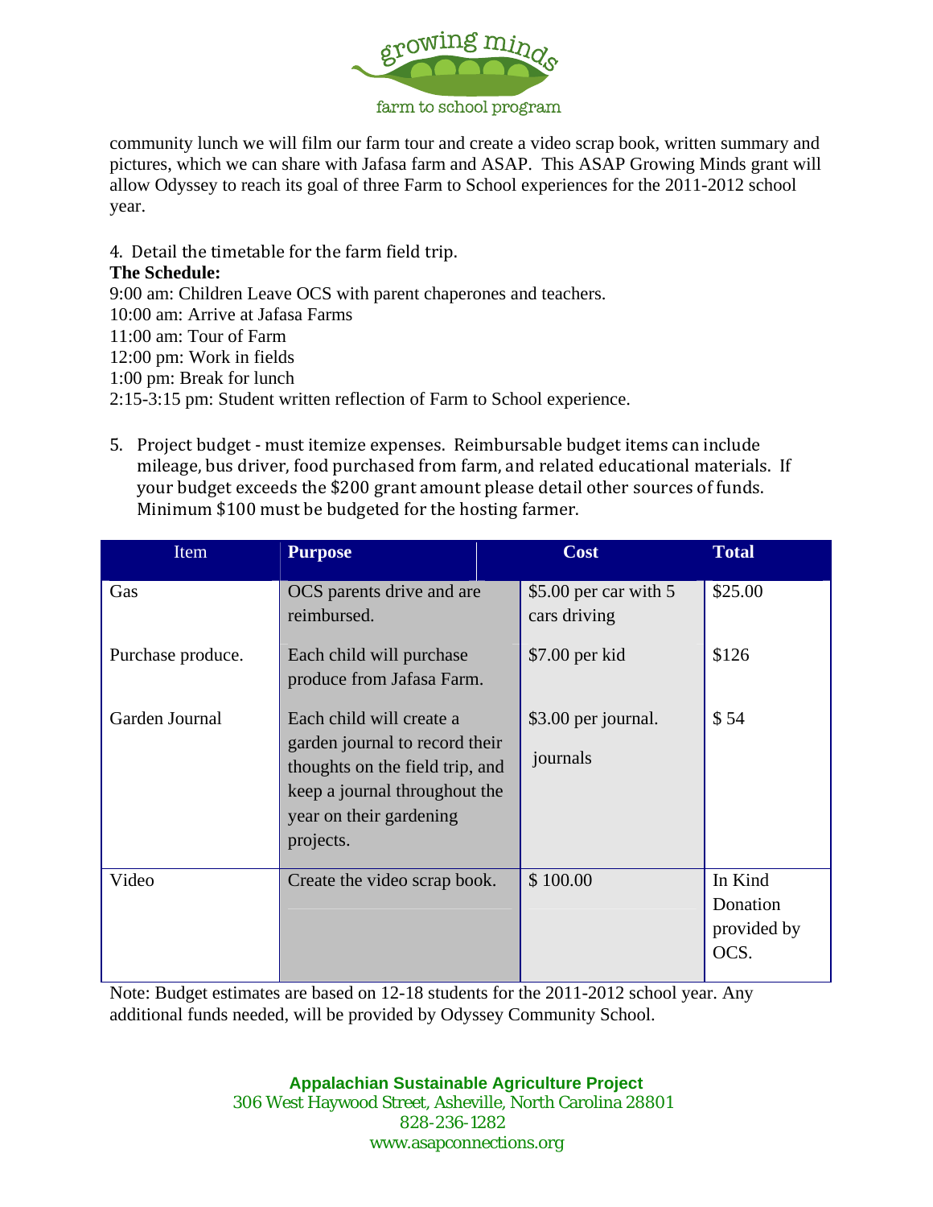community lunch we will film our farm tour and create a video scrap book, written summary and pictures, which we can share with Jafasa farm and ASAP. This ASAP Growing Minds grant will allow Odyssey to reach its goal of three Farm to School experiences for the 2011-2012 school year.

4. Detail the timetable for the farm field trip.

**The Schedule:**

9:00 am: Children Leave OCS with parent chaperones and teachers.
10:00 am: Arrive at Jafasa Farms
11:00 am: Tour of Farm
12:00 pm: Work in fields
1:00 pm: Break for lunch
2:15-3:15 pm: Student written reflection of Farm to School experience.

5. Project budget - must itemize expenses. Reimbursable budget items can include mileage, bus driver, food purchased from farm, and related educational materials. If your budget exceeds the $200 grant amount please detail other sources of funds. Minimum $100 must be budgeted for the hosting farmer.

| Item | Purpose | Cost | Total |
|---|---|---|---|
| Gas | OCS parents drive and are reimbursed. | $5.00 per car with 5 cars driving | $25.00 |
| Purchase produce. | Each child will purchase produce from Jafasa Farm. | $7.00 per kid | $126 |
| Garden Journal | Each child will create a garden journal to record their thoughts on the field trip, and keep a journal throughout the year on their gardening projects. | $3.00 per journal. journals | $ 54 |
| Video | Create the video scrap book. | $ 100.00 | In Kind Donation provided by OCS. |

Note: Budget estimates are based on 12-18 students for the 2011-2012 school year. Any additional funds needed, will be provided by Odyssey Community School.